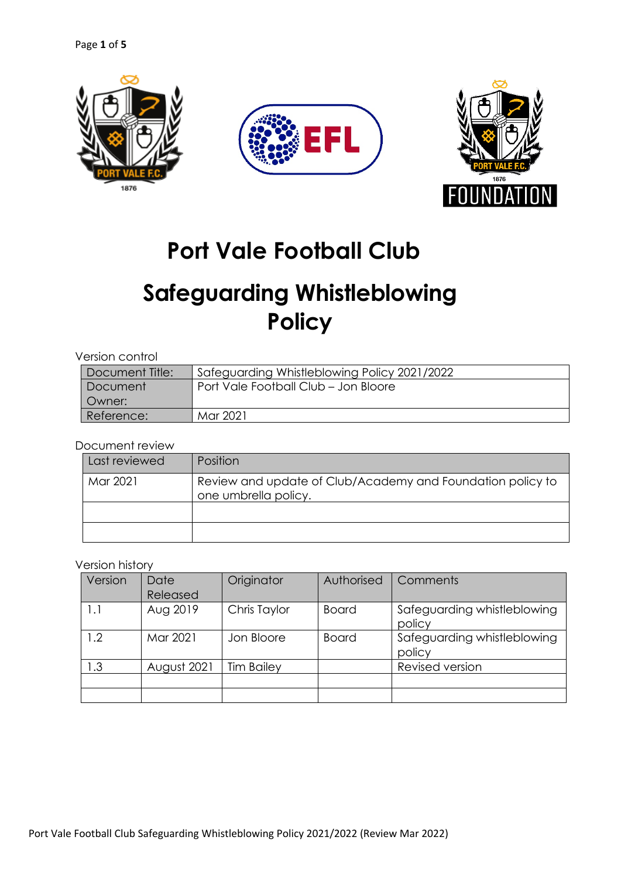# Port Vale Football Club

# Safeguarding Whistleblowing Policy

Version control

| Document Title: | Safeguarding Whistleblowing Policy 2021/2022 |
|---|---|
| Document Owner: | Port Vale Football Club – Jon Bloore |
| Reference: | Mar 2021 |

Document review

| Last reviewed | Position |
|---|---|
| Mar 2021 | Review and update of Club/Academy and Foundation policy to one umbrella policy. |
| | |
| | |

Version history

| Version | Date Released | Originator | Authorised | Comments |
|---|---|---|---|---|
| 1.1 | Aug 2019 | Chris Taylor | Board | Safeguarding whistleblowing policy |
| 1.2 | Mar 2021 | Jon Bloore | Board | Safeguarding whistleblowing policy |
| 1.3 | August 2021 | Tim Bailey | | Revised version |
| | | | | |
| | | | | |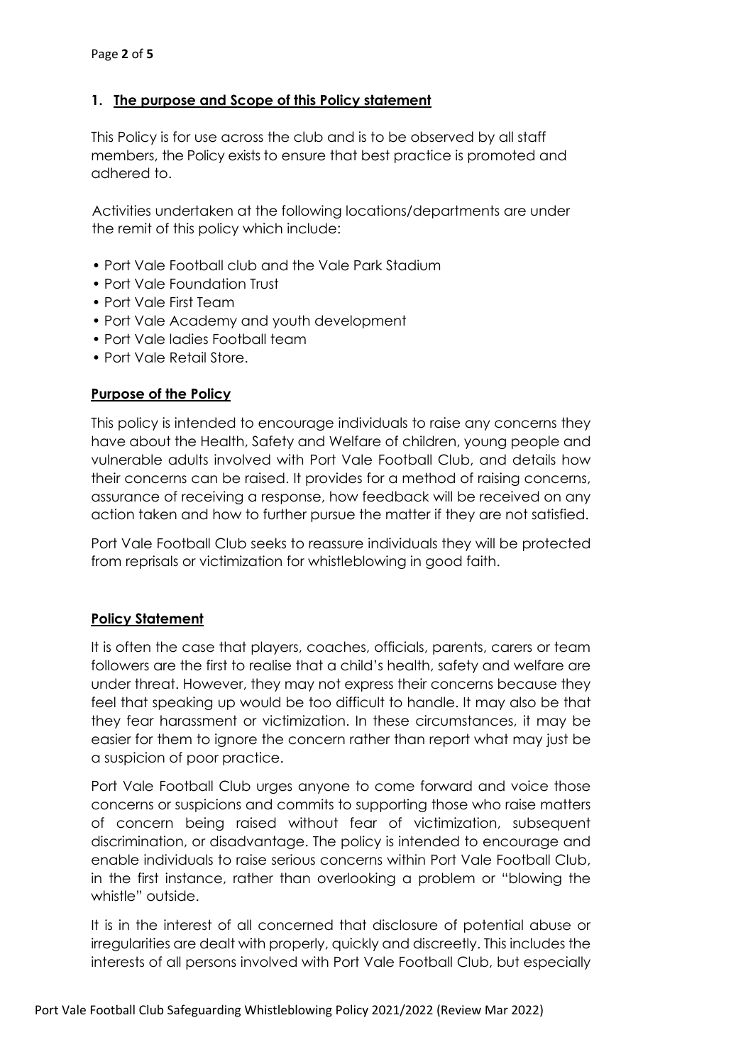## 1. The purpose and Scope of this Policy statement

This Policy is for use across the club and is to be observed by all staff members, the Policy exists to ensure that best practice is promoted and adhered to.

Activities undertaken at the following locations/departments are under the remit of this policy which include:

- Port Vale Football club and the Vale Park Stadium
- Port Vale Foundation Trust
- Port Vale First Team
- Port Vale Academy and youth development
- Port Vale ladies Football team
- Port Vale Retail Store.

### Purpose of the Policy

This policy is intended to encourage individuals to raise any concerns they have about the Health, Safety and Welfare of children, young people and vulnerable adults involved with Port Vale Football Club, and details how their concerns can be raised. It provides for a method of raising concerns, assurance of receiving a response, how feedback will be received on any action taken and how to further pursue the matter if they are not satisfied.

Port Vale Football Club seeks to reassure individuals they will be protected from reprisals or victimization for whistleblowing in good faith.

### Policy Statement

It is often the case that players, coaches, officials, parents, carers or team followers are the first to realise that a child's health, safety and welfare are under threat. However, they may not express their concerns because they feel that speaking up would be too difficult to handle. It may also be that they fear harassment or victimization. In these circumstances, it may be easier for them to ignore the concern rather than report what may just be a suspicion of poor practice.

Port Vale Football Club urges anyone to come forward and voice those concerns or suspicions and commits to supporting those who raise matters of concern being raised without fear of victimization, subsequent discrimination, or disadvantage. The policy is intended to encourage and enable individuals to raise serious concerns within Port Vale Football Club, in the first instance, rather than overlooking a problem or "blowing the whistle" outside.

It is in the interest of all concerned that disclosure of potential abuse or irregularities are dealt with properly, quickly and discreetly. This includes the interests of all persons involved with Port Vale Football Club, but especially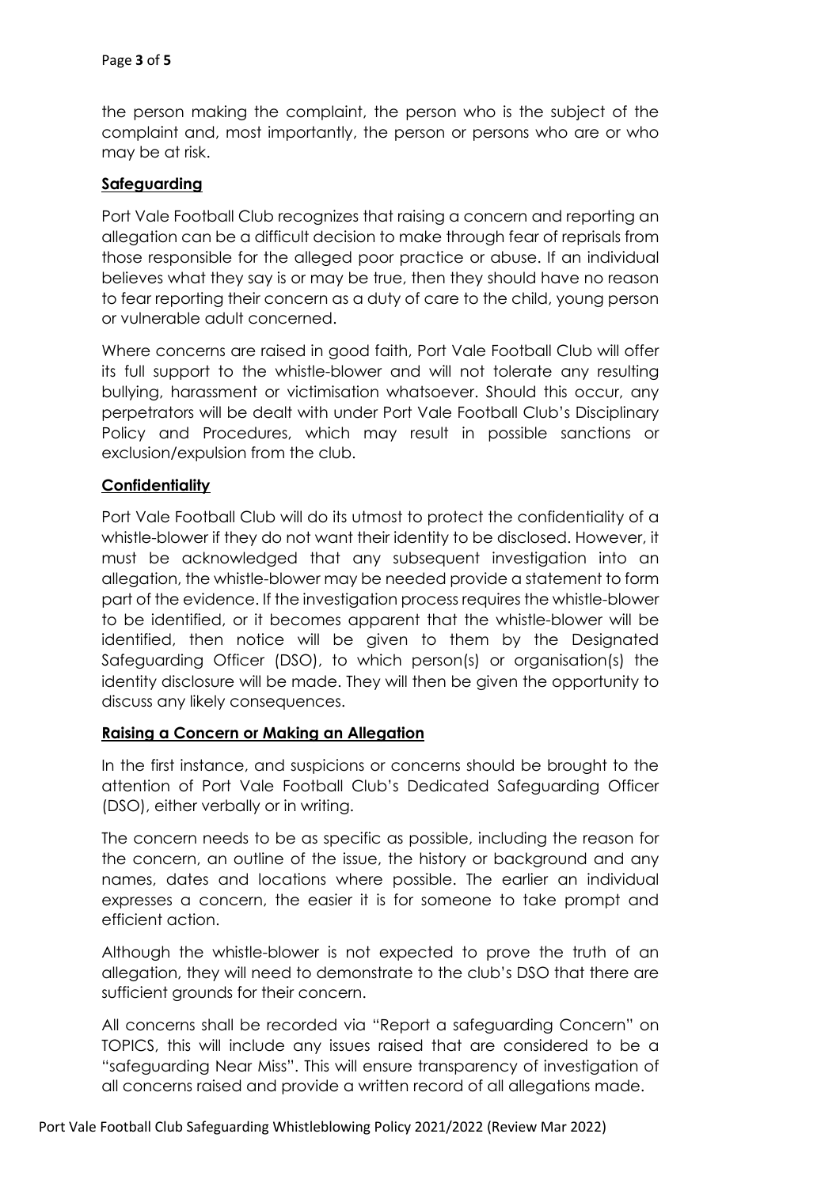the person making the complaint, the person who is the subject of the complaint and, most importantly, the person or persons who are or who may be at risk.

## **Safeguarding**

Port Vale Football Club recognizes that raising a concern and reporting an allegation can be a difficult decision to make through fear of reprisals from those responsible for the alleged poor practice or abuse. If an individual believes what they say is or may be true, then they should have no reason to fear reporting their concern as a duty of care to the child, young person or vulnerable adult concerned.

Where concerns are raised in good faith, Port Vale Football Club will offer its full support to the whistle-blower and will not tolerate any resulting bullying, harassment or victimisation whatsoever. Should this occur, any perpetrators will be dealt with under Port Vale Football Club's Disciplinary Policy and Procedures, which may result in possible sanctions or exclusion/expulsion from the club.

## **Confidentiality**

Port Vale Football Club will do its utmost to protect the confidentiality of a whistle-blower if they do not want their identity to be disclosed. However, it must be acknowledged that any subsequent investigation into an allegation, the whistle-blower may be needed provide a statement to form part of the evidence. If the investigation process requires the whistle-blower to be identified, or it becomes apparent that the whistle-blower will be identified, then notice will be given to them by the Designated Safeguarding Officer (DSO), to which person(s) or organisation(s) the identity disclosure will be made. They will then be given the opportunity to discuss any likely consequences.

## **Raising a Concern or Making an Allegation**

In the first instance, and suspicions or concerns should be brought to the attention of Port Vale Football Club's Dedicated Safeguarding Officer (DSO), either verbally or in writing.

The concern needs to be as specific as possible, including the reason for the concern, an outline of the issue, the history or background and any names, dates and locations where possible. The earlier an individual expresses a concern, the easier it is for someone to take prompt and efficient action.

Although the whistle-blower is not expected to prove the truth of an allegation, they will need to demonstrate to the club's DSO that there are sufficient grounds for their concern.

All concerns shall be recorded via "Report a safeguarding Concern" on TOPICS, this will include any issues raised that are considered to be a "safeguarding Near Miss". This will ensure transparency of investigation of all concerns raised and provide a written record of all allegations made.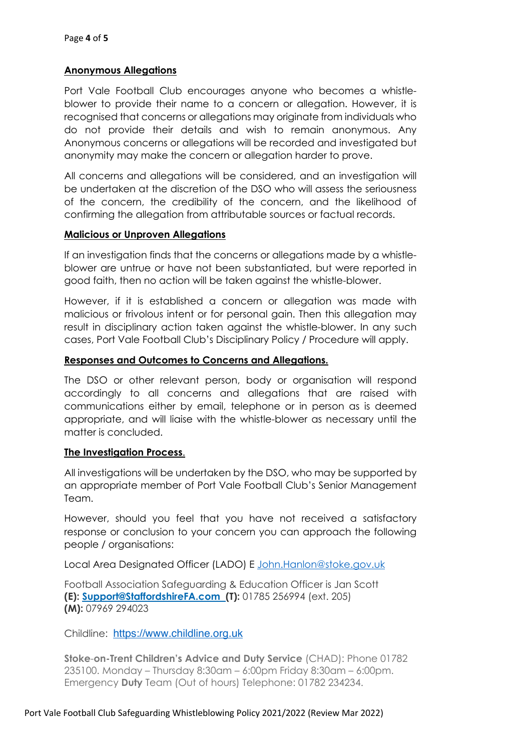## Anonymous Allegations

Port Vale Football Club encourages anyone who becomes a whistle-blower to provide their name to a concern or allegation. However, it is recognised that concerns or allegations may originate from individuals who do not provide their details and wish to remain anonymous. Any Anonymous concerns or allegations will be recorded and investigated but anonymity may make the concern or allegation harder to prove.

All concerns and allegations will be considered, and an investigation will be undertaken at the discretion of the DSO who will assess the seriousness of the concern, the credibility of the concern, and the likelihood of confirming the allegation from attributable sources or factual records.

## Malicious or Unproven Allegations

If an investigation finds that the concerns or allegations made by a whistle-blower are untrue or have not been substantiated, but were reported in good faith, then no action will be taken against the whistle-blower.

However, if it is established a concern or allegation was made with malicious or frivolous intent or for personal gain. Then this allegation may result in disciplinary action taken against the whistle-blower. In any such cases, Port Vale Football Club's Disciplinary Policy / Procedure will apply.

## Responses and Outcomes to Concerns and Allegations.

The DSO or other relevant person, body or organisation will respond accordingly to all concerns and allegations that are raised with communications either by email, telephone or in person as is deemed appropriate, and will liaise with the whistle-blower as necessary until the matter is concluded.

## The Investigation Process.

All investigations will be undertaken by the DSO, who may be supported by an appropriate member of Port Vale Football Club's Senior Management Team.

However, should you feel that you have not received a satisfactory response or conclusion to your concern you can approach the following people / organisations:

Local Area Designated Officer (LADO) E John.Hanlon@stoke.gov.uk

Football Association Safeguarding & Education Officer is Jan Scott
**(E):** **Support@StaffordshireFA.com** **(T):** 01785 256994 (ext. 205)
**(M):** 07969 294023

Childline: https://www.childline.org.uk

**Stoke-on-Trent Children's Advice and Duty Service** (CHAD): Phone 01782 235100. Monday – Thursday 8:30am – 6:00pm Friday 8:30am – 6:00pm. Emergency **Duty** Team (Out of hours) Telephone: 01782 234234.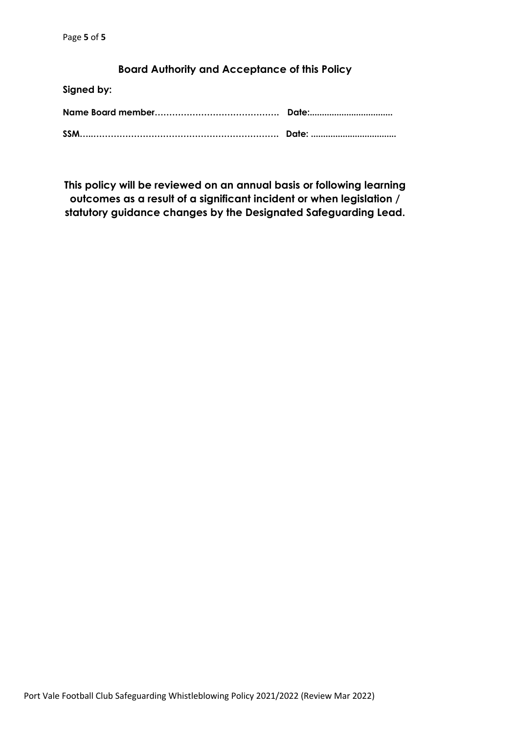## Board Authority and Acceptance of this Policy

**Signed by:**

**Name Board member……………………………………. Date:..................................**

**SSM…..……………………………………………………. Date: ..................................**

**This policy will be reviewed on an annual basis or following learning outcomes as a result of a significant incident or when legislation / statutory guidance changes by the Designated Safeguarding Lead.**